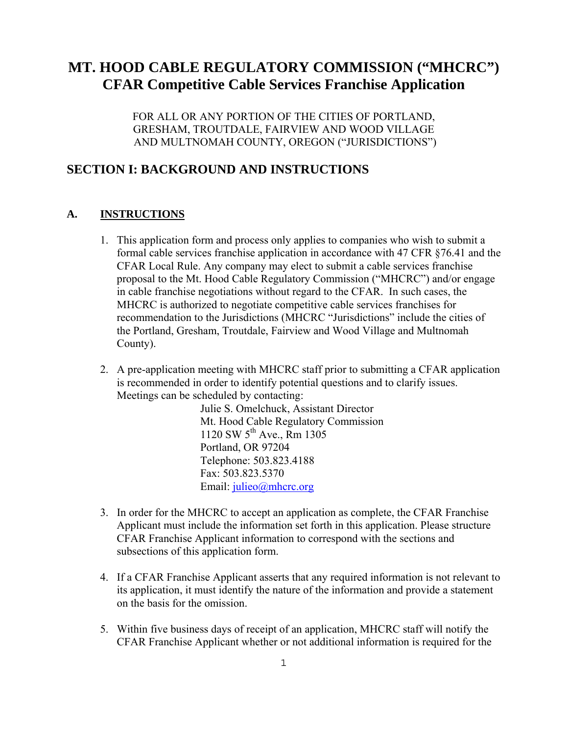# MT. HOOD CABLE REGULATORY COMMISSION ("MHCRC") CFAR Competitive Cable Services Franchise Application

FOR ALL OR ANY PORTION OF THE CITIES OF PORTLAND, GRESHAM, TROUTDALE, FAIRVIEW AND WOOD VILLAGE AND MULTNOMAH COUNTY, OREGON ("JURISDICTIONS")

## SECTION I: BACKGROUND AND INSTRUCTIONS

### A. INSTRUCTIONS

1. This application form and process only applies to companies who wish to submit a formal cable services franchise application in accordance with 47 CFR §76.41 and the CFAR Local Rule. Any company may elect to submit a cable services franchise proposal to the Mt. Hood Cable Regulatory Commission ("MHCRC") and/or engage in cable franchise negotiations without regard to the CFAR. In such cases, the MHCRC is authorized to negotiate competitive cable services franchises for recommendation to the Jurisdictions (MHCRC "Jurisdictions" include the cities of the Portland, Gresham, Troutdale, Fairview and Wood Village and Multnomah County).

2. A pre-application meeting with MHCRC staff prior to submitting a CFAR application is recommended in order to identify potential questions and to clarify issues. Meetings can be scheduled by contacting:

   Julie S. Omelchuck, Assistant Director
   Mt. Hood Cable Regulatory Commission
   1120 SW 5th Ave., Rm 1305
   Portland, OR 97204
   Telephone: 503.823.4188
   Fax: 503.823.5370
   Email: julieo@mhcrc.org

3. In order for the MHCRC to accept an application as complete, the CFAR Franchise Applicant must include the information set forth in this application. Please structure CFAR Franchise Applicant information to correspond with the sections and subsections of this application form.

4. If a CFAR Franchise Applicant asserts that any required information is not relevant to its application, it must identify the nature of the information and provide a statement on the basis for the omission.

5. Within five business days of receipt of an application, MHCRC staff will notify the CFAR Franchise Applicant whether or not additional information is required for the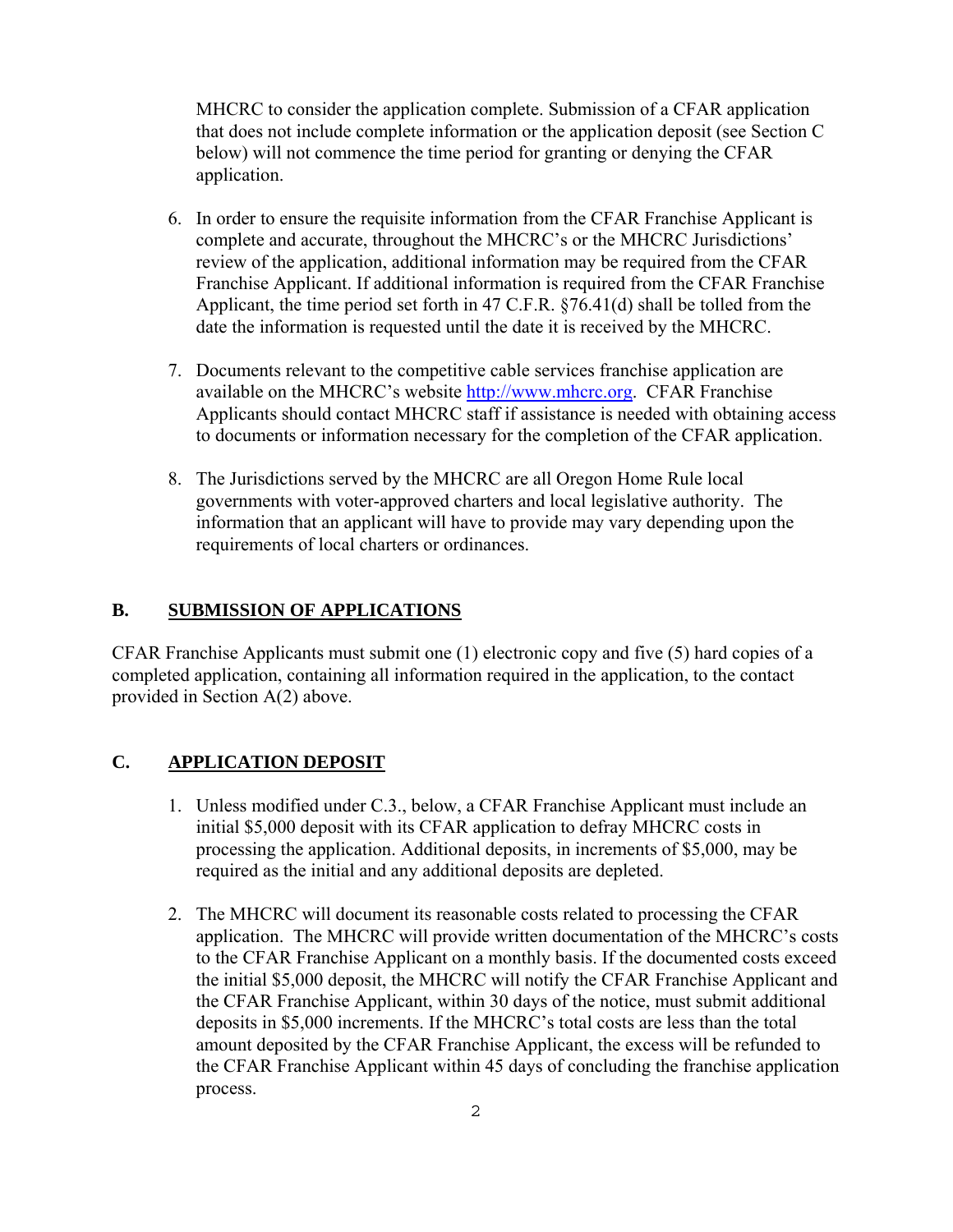MHCRC to consider the application complete. Submission of a CFAR application that does not include complete information or the application deposit (see Section C below) will not commence the time period for granting or denying the CFAR application.

6. In order to ensure the requisite information from the CFAR Franchise Applicant is complete and accurate, throughout the MHCRC's or the MHCRC Jurisdictions' review of the application, additional information may be required from the CFAR Franchise Applicant. If additional information is required from the CFAR Franchise Applicant, the time period set forth in 47 C.F.R. §76.41(d) shall be tolled from the date the information is requested until the date it is received by the MHCRC.

7. Documents relevant to the competitive cable services franchise application are available on the MHCRC's website http://www.mhcrc.org. CFAR Franchise Applicants should contact MHCRC staff if assistance is needed with obtaining access to documents or information necessary for the completion of the CFAR application.

8. The Jurisdictions served by the MHCRC are all Oregon Home Rule local governments with voter-approved charters and local legislative authority. The information that an applicant will have to provide may vary depending upon the requirements of local charters or ordinances.

## B. SUBMISSION OF APPLICATIONS

CFAR Franchise Applicants must submit one (1) electronic copy and five (5) hard copies of a completed application, containing all information required in the application, to the contact provided in Section A(2) above.

## C. APPLICATION DEPOSIT

1. Unless modified under C.3., below, a CFAR Franchise Applicant must include an initial $5,000 deposit with its CFAR application to defray MHCRC costs in processing the application. Additional deposits, in increments of $5,000, may be required as the initial and any additional deposits are depleted.

2. The MHCRC will document its reasonable costs related to processing the CFAR application. The MHCRC will provide written documentation of the MHCRC's costs to the CFAR Franchise Applicant on a monthly basis. If the documented costs exceed the initial $5,000 deposit, the MHCRC will notify the CFAR Franchise Applicant and the CFAR Franchise Applicant, within 30 days of the notice, must submit additional deposits in $5,000 increments. If the MHCRC's total costs are less than the total amount deposited by the CFAR Franchise Applicant, the excess will be refunded to the CFAR Franchise Applicant within 45 days of concluding the franchise application process.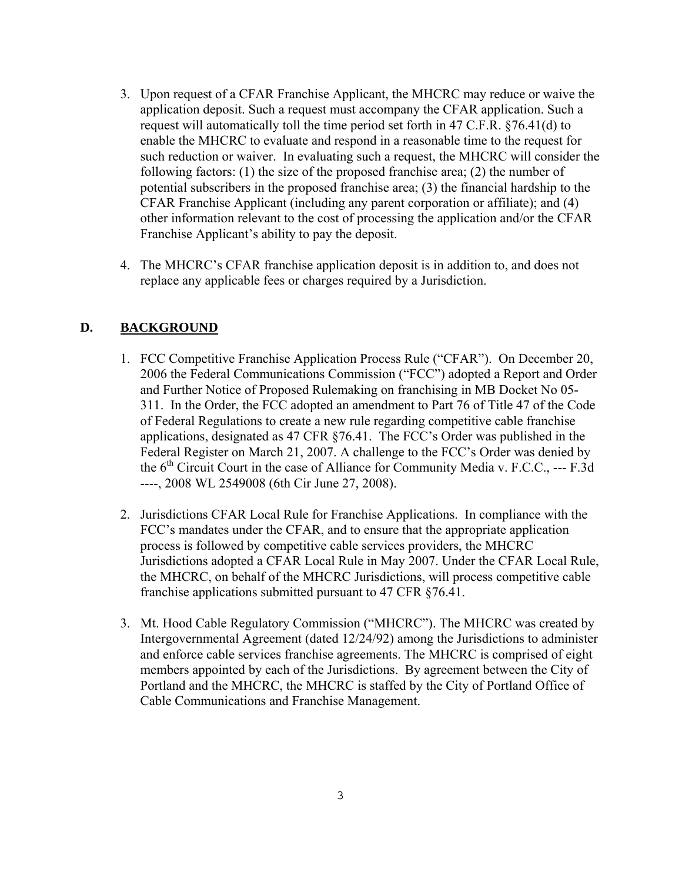3. Upon request of a CFAR Franchise Applicant, the MHCRC may reduce or waive the application deposit. Such a request must accompany the CFAR application. Such a request will automatically toll the time period set forth in 47 C.F.R. §76.41(d) to enable the MHCRC to evaluate and respond in a reasonable time to the request for such reduction or waiver. In evaluating such a request, the MHCRC will consider the following factors: (1) the size of the proposed franchise area; (2) the number of potential subscribers in the proposed franchise area; (3) the financial hardship to the CFAR Franchise Applicant (including any parent corporation or affiliate); and (4) other information relevant to the cost of processing the application and/or the CFAR Franchise Applicant's ability to pay the deposit.

4. The MHCRC's CFAR franchise application deposit is in addition to, and does not replace any applicable fees or charges required by a Jurisdiction.

## D. BACKGROUND

1. FCC Competitive Franchise Application Process Rule ("CFAR"). On December 20, 2006 the Federal Communications Commission ("FCC") adopted a Report and Order and Further Notice of Proposed Rulemaking on franchising in MB Docket No 05-311. In the Order, the FCC adopted an amendment to Part 76 of Title 47 of the Code of Federal Regulations to create a new rule regarding competitive cable franchise applications, designated as 47 CFR §76.41. The FCC's Order was published in the Federal Register on March 21, 2007. A challenge to the FCC's Order was denied by the 6th Circuit Court in the case of Alliance for Community Media v. F.C.C., --- F.3d ----, 2008 WL 2549008 (6th Cir June 27, 2008).

2. Jurisdictions CFAR Local Rule for Franchise Applications. In compliance with the FCC's mandates under the CFAR, and to ensure that the appropriate application process is followed by competitive cable services providers, the MHCRC Jurisdictions adopted a CFAR Local Rule in May 2007. Under the CFAR Local Rule, the MHCRC, on behalf of the MHCRC Jurisdictions, will process competitive cable franchise applications submitted pursuant to 47 CFR §76.41.

3. Mt. Hood Cable Regulatory Commission ("MHCRC"). The MHCRC was created by Intergovernmental Agreement (dated 12/24/92) among the Jurisdictions to administer and enforce cable services franchise agreements. The MHCRC is comprised of eight members appointed by each of the Jurisdictions. By agreement between the City of Portland and the MHCRC, the MHCRC is staffed by the City of Portland Office of Cable Communications and Franchise Management.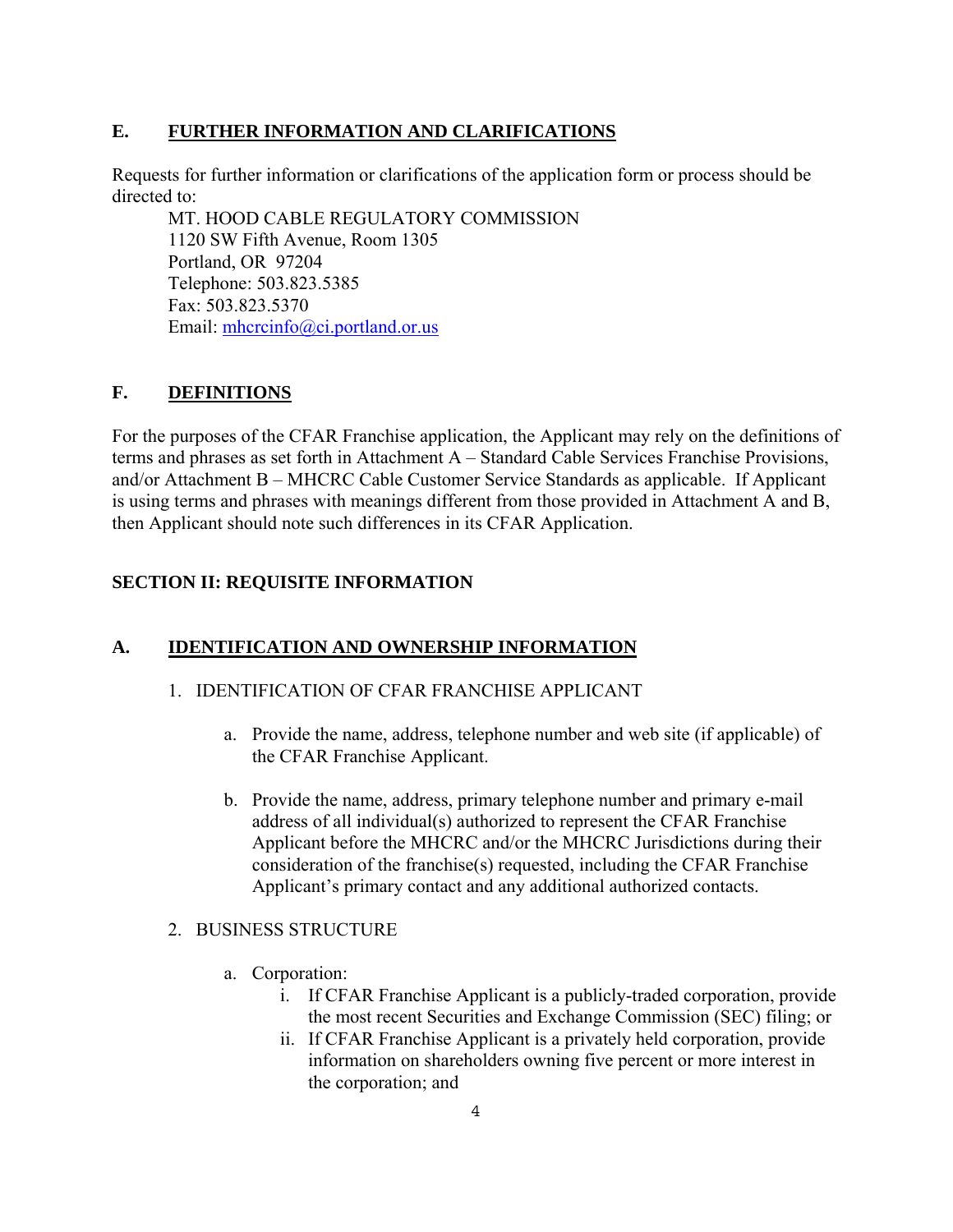## E. FURTHER INFORMATION AND CLARIFICATIONS

Requests for further information or clarifications of the application form or process should be directed to:

MT. HOOD CABLE REGULATORY COMMISSION
1120 SW Fifth Avenue, Room 1305
Portland, OR 97204
Telephone: 503.823.5385
Fax: 503.823.5370
Email: mhcrcinfo@ci.portland.or.us

## F. DEFINITIONS

For the purposes of the CFAR Franchise application, the Applicant may rely on the definitions of terms and phrases as set forth in Attachment A – Standard Cable Services Franchise Provisions, and/or Attachment B – MHCRC Cable Customer Service Standards as applicable. If Applicant is using terms and phrases with meanings different from those provided in Attachment A and B, then Applicant should note such differences in its CFAR Application.

# SECTION II: REQUISITE INFORMATION

## A. IDENTIFICATION AND OWNERSHIP INFORMATION

1. IDENTIFICATION OF CFAR FRANCHISE APPLICANT

   a. Provide the name, address, telephone number and web site (if applicable) of the CFAR Franchise Applicant.

   b. Provide the name, address, primary telephone number and primary e-mail address of all individual(s) authorized to represent the CFAR Franchise Applicant before the MHCRC and/or the MHCRC Jurisdictions during their consideration of the franchise(s) requested, including the CFAR Franchise Applicant's primary contact and any additional authorized contacts.

2. BUSINESS STRUCTURE

   a. Corporation:
      i. If CFAR Franchise Applicant is a publicly-traded corporation, provide the most recent Securities and Exchange Commission (SEC) filing; or
      ii. If CFAR Franchise Applicant is a privately held corporation, provide information on shareholders owning five percent or more interest in the corporation; and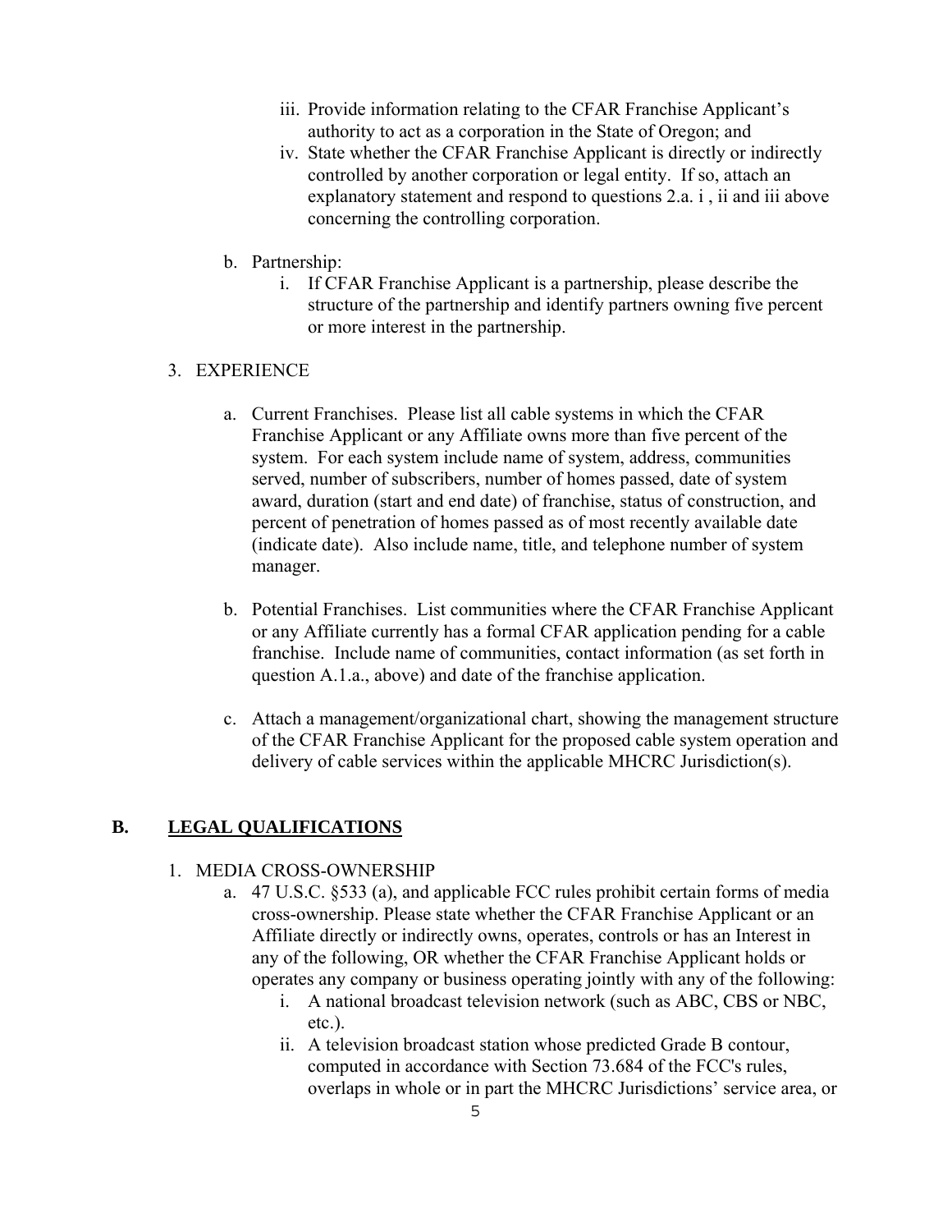iii. Provide information relating to the CFAR Franchise Applicant's authority to act as a corporation in the State of Oregon; and

   iv. State whether the CFAR Franchise Applicant is directly or indirectly controlled by another corporation or legal entity. If so, attach an explanatory statement and respond to questions 2.a. i , ii and iii above concerning the controlling corporation.

b. Partnership:

   i. If CFAR Franchise Applicant is a partnership, please describe the structure of the partnership and identify partners owning five percent or more interest in the partnership.

3. EXPERIENCE

   a. Current Franchises. Please list all cable systems in which the CFAR Franchise Applicant or any Affiliate owns more than five percent of the system. For each system include name of system, address, communities served, number of subscribers, number of homes passed, date of system award, duration (start and end date) of franchise, status of construction, and percent of penetration of homes passed as of most recently available date (indicate date). Also include name, title, and telephone number of system manager.

   b. Potential Franchises. List communities where the CFAR Franchise Applicant or any Affiliate currently has a formal CFAR application pending for a cable franchise. Include name of communities, contact information (as set forth in question A.1.a., above) and date of the franchise application.

   c. Attach a management/organizational chart, showing the management structure of the CFAR Franchise Applicant for the proposed cable system operation and delivery of cable services within the applicable MHCRC Jurisdiction(s).

## B. <u>LEGAL QUALIFICATIONS</u>

1. MEDIA CROSS-OWNERSHIP

   a. 47 U.S.C. §533 (a), and applicable FCC rules prohibit certain forms of media cross-ownership. Please state whether the CFAR Franchise Applicant or an Affiliate directly or indirectly owns, operates, controls or has an Interest in any of the following, OR whether the CFAR Franchise Applicant holds or operates any company or business operating jointly with any of the following:

      i. A national broadcast television network (such as ABC, CBS or NBC, etc.).

      ii. A television broadcast station whose predicted Grade B contour, computed in accordance with Section 73.684 of the FCC's rules, overlaps in whole or in part the MHCRC Jurisdictions' service area, or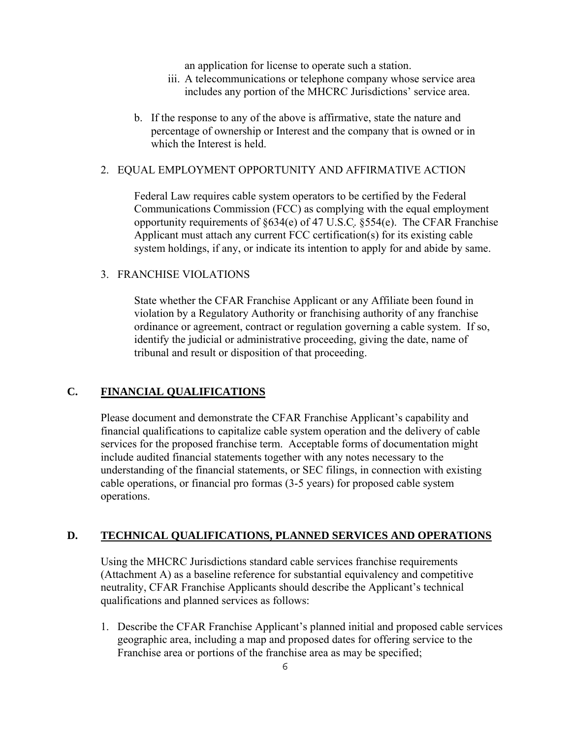an application for license to operate such a station.

iii. A telecommunications or telephone company whose service area includes any portion of the MHCRC Jurisdictions' service area.

b. If the response to any of the above is affirmative, state the nature and percentage of ownership or Interest and the company that is owned or in which the Interest is held.

2. EQUAL EMPLOYMENT OPPORTUNITY AND AFFIRMATIVE ACTION

Federal Law requires cable system operators to be certified by the Federal Communications Commission (FCC) as complying with the equal employment opportunity requirements of §634(e) of 47 U.S.C. §554(e). The CFAR Franchise Applicant must attach any current FCC certification(s) for its existing cable system holdings, if any, or indicate its intention to apply for and abide by same.

3. FRANCHISE VIOLATIONS

State whether the CFAR Franchise Applicant or any Affiliate been found in violation by a Regulatory Authority or franchising authority of any franchise ordinance or agreement, contract or regulation governing a cable system. If so, identify the judicial or administrative proceeding, giving the date, name of tribunal and result or disposition of that proceeding.

## C. FINANCIAL QUALIFICATIONS

Please document and demonstrate the CFAR Franchise Applicant's capability and financial qualifications to capitalize cable system operation and the delivery of cable services for the proposed franchise term. Acceptable forms of documentation might include audited financial statements together with any notes necessary to the understanding of the financial statements, or SEC filings, in connection with existing cable operations, or financial pro formas (3-5 years) for proposed cable system operations.

## D. TECHNICAL QUALIFICATIONS, PLANNED SERVICES AND OPERATIONS

Using the MHCRC Jurisdictions standard cable services franchise requirements (Attachment A) as a baseline reference for substantial equivalency and competitive neutrality, CFAR Franchise Applicants should describe the Applicant's technical qualifications and planned services as follows:

1. Describe the CFAR Franchise Applicant's planned initial and proposed cable services geographic area, including a map and proposed dates for offering service to the Franchise area or portions of the franchise area as may be specified;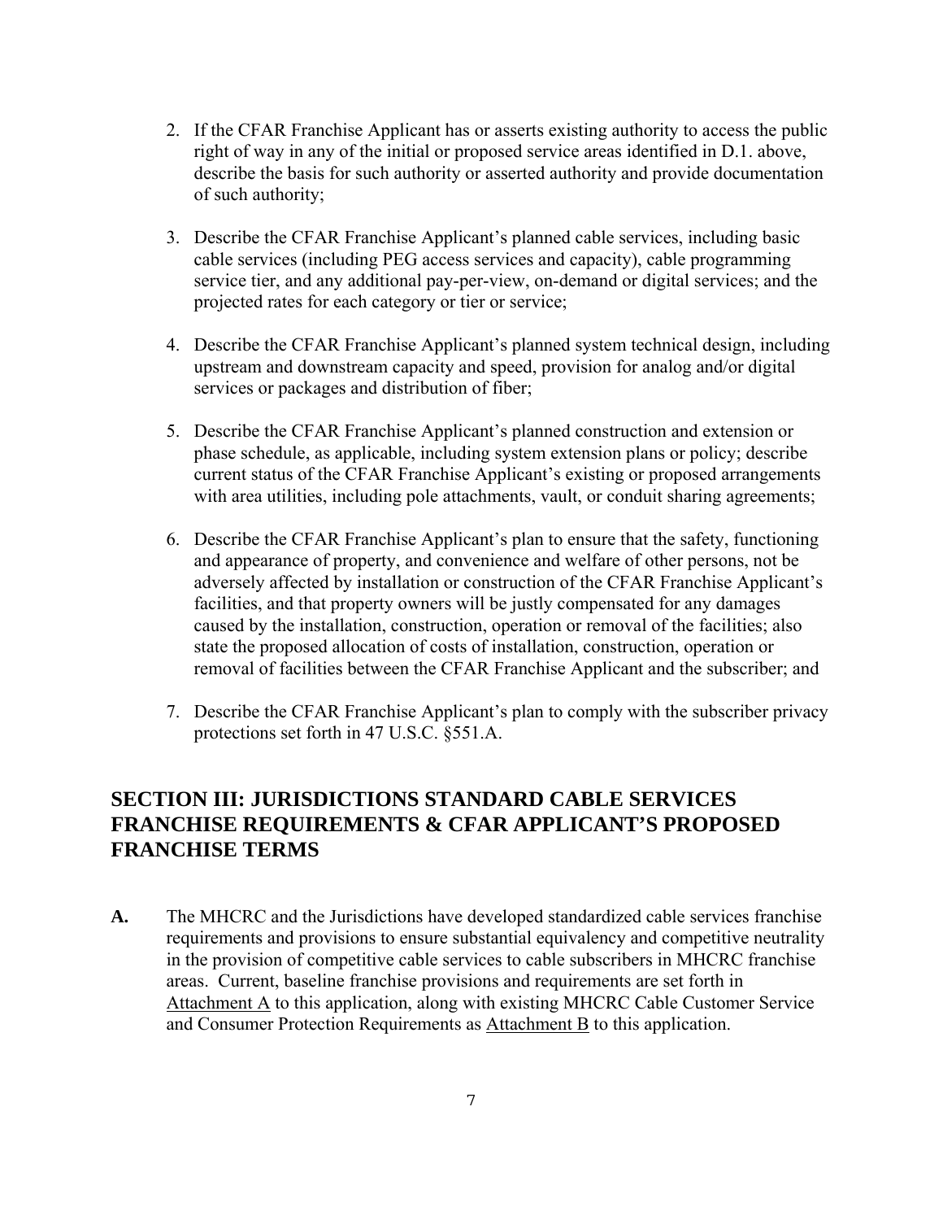2. If the CFAR Franchise Applicant has or asserts existing authority to access the public right of way in any of the initial or proposed service areas identified in D.1. above, describe the basis for such authority or asserted authority and provide documentation of such authority;

3. Describe the CFAR Franchise Applicant's planned cable services, including basic cable services (including PEG access services and capacity), cable programming service tier, and any additional pay-per-view, on-demand or digital services; and the projected rates for each category or tier or service;

4. Describe the CFAR Franchise Applicant's planned system technical design, including upstream and downstream capacity and speed, provision for analog and/or digital services or packages and distribution of fiber;

5. Describe the CFAR Franchise Applicant's planned construction and extension or phase schedule, as applicable, including system extension plans or policy; describe current status of the CFAR Franchise Applicant's existing or proposed arrangements with area utilities, including pole attachments, vault, or conduit sharing agreements;

6. Describe the CFAR Franchise Applicant's plan to ensure that the safety, functioning and appearance of property, and convenience and welfare of other persons, not be adversely affected by installation or construction of the CFAR Franchise Applicant's facilities, and that property owners will be justly compensated for any damages caused by the installation, construction, operation or removal of the facilities; also state the proposed allocation of costs of installation, construction, operation or removal of facilities between the CFAR Franchise Applicant and the subscriber; and

7. Describe the CFAR Franchise Applicant's plan to comply with the subscriber privacy protections set forth in 47 U.S.C. §551.A.

## SECTION III: JURISDICTIONS STANDARD CABLE SERVICES FRANCHISE REQUIREMENTS & CFAR APPLICANT'S PROPOSED FRANCHISE TERMS

**A.** The MHCRC and the Jurisdictions have developed standardized cable services franchise requirements and provisions to ensure substantial equivalency and competitive neutrality in the provision of competitive cable services to cable subscribers in MHCRC franchise areas. Current, baseline franchise provisions and requirements are set forth in Attachment A to this application, along with existing MHCRC Cable Customer Service and Consumer Protection Requirements as Attachment B to this application.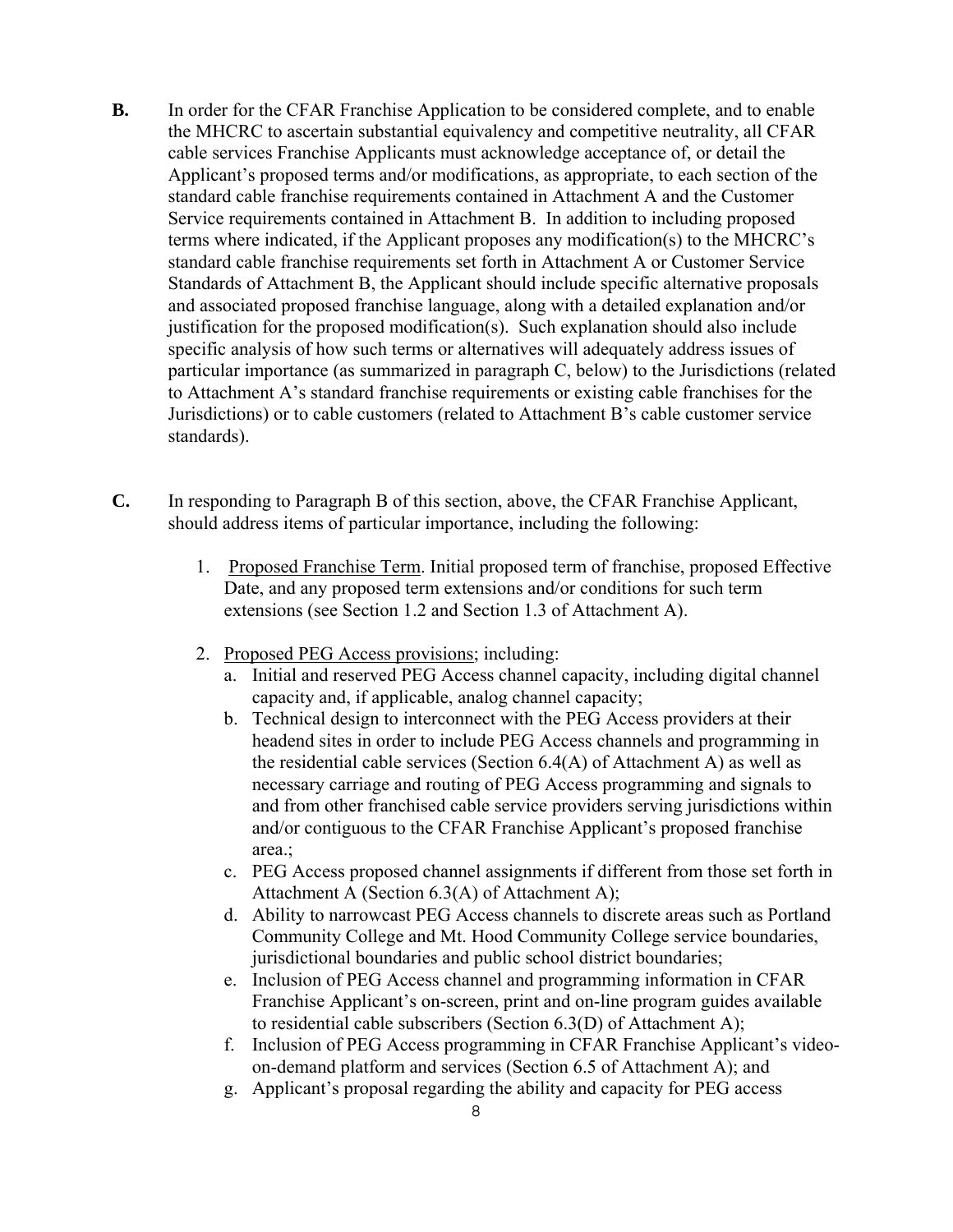**B.** In order for the CFAR Franchise Application to be considered complete, and to enable the MHCRC to ascertain substantial equivalency and competitive neutrality, all CFAR cable services Franchise Applicants must acknowledge acceptance of, or detail the Applicant's proposed terms and/or modifications, as appropriate, to each section of the standard cable franchise requirements contained in Attachment A and the Customer Service requirements contained in Attachment B. In addition to including proposed terms where indicated, if the Applicant proposes any modification(s) to the MHCRC's standard cable franchise requirements set forth in Attachment A or Customer Service Standards of Attachment B, the Applicant should include specific alternative proposals and associated proposed franchise language, along with a detailed explanation and/or justification for the proposed modification(s). Such explanation should also include specific analysis of how such terms or alternatives will adequately address issues of particular importance (as summarized in paragraph C, below) to the Jurisdictions (related to Attachment A's standard franchise requirements or existing cable franchises for the Jurisdictions) or to cable customers (related to Attachment B's cable customer service standards).

**C.** In responding to Paragraph B of this section, above, the CFAR Franchise Applicant, should address items of particular importance, including the following:

1. Proposed Franchise Term. Initial proposed term of franchise, proposed Effective Date, and any proposed term extensions and/or conditions for such term extensions (see Section 1.2 and Section 1.3 of Attachment A).

2. Proposed PEG Access provisions; including:
   a. Initial and reserved PEG Access channel capacity, including digital channel capacity and, if applicable, analog channel capacity;
   b. Technical design to interconnect with the PEG Access providers at their headend sites in order to include PEG Access channels and programming in the residential cable services (Section 6.4(A) of Attachment A) as well as necessary carriage and routing of PEG Access programming and signals to and from other franchised cable service providers serving jurisdictions within and/or contiguous to the CFAR Franchise Applicant's proposed franchise area.;
   c. PEG Access proposed channel assignments if different from those set forth in Attachment A (Section 6.3(A) of Attachment A);
   d. Ability to narrowcast PEG Access channels to discrete areas such as Portland Community College and Mt. Hood Community College service boundaries, jurisdictional boundaries and public school district boundaries;
   e. Inclusion of PEG Access channel and programming information in CFAR Franchise Applicant's on-screen, print and on-line program guides available to residential cable subscribers (Section 6.3(D) of Attachment A);
   f. Inclusion of PEG Access programming in CFAR Franchise Applicant's video-on-demand platform and services (Section 6.5 of Attachment A); and
   g. Applicant's proposal regarding the ability and capacity for PEG access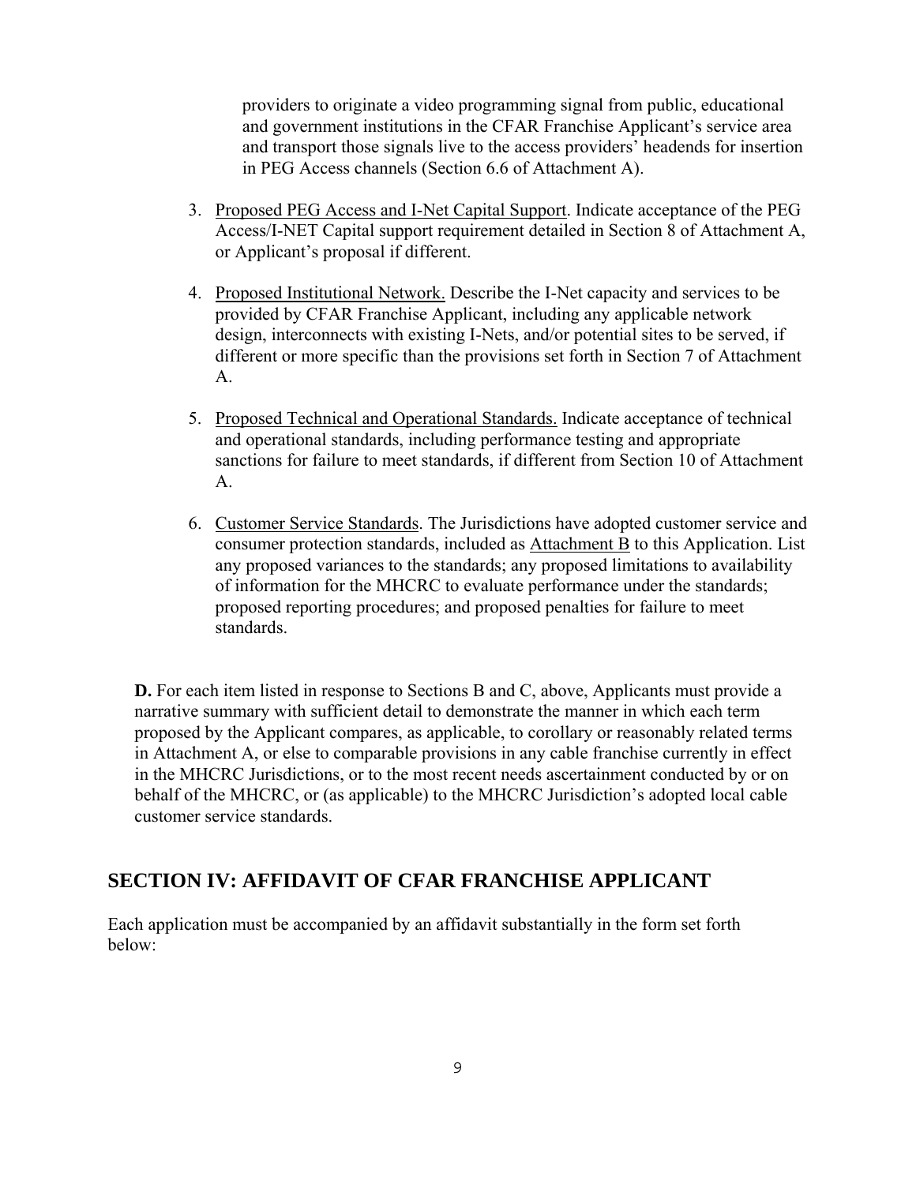providers to originate a video programming signal from public, educational and government institutions in the CFAR Franchise Applicant's service area and transport those signals live to the access providers' headends for insertion in PEG Access channels (Section 6.6 of Attachment A).

3. Proposed PEG Access and I-Net Capital Support. Indicate acceptance of the PEG Access/I-NET Capital support requirement detailed in Section 8 of Attachment A, or Applicant's proposal if different.

4. Proposed Institutional Network. Describe the I-Net capacity and services to be provided by CFAR Franchise Applicant, including any applicable network design, interconnects with existing I-Nets, and/or potential sites to be served, if different or more specific than the provisions set forth in Section 7 of Attachment A.

5. Proposed Technical and Operational Standards. Indicate acceptance of technical and operational standards, including performance testing and appropriate sanctions for failure to meet standards, if different from Section 10 of Attachment A.

6. Customer Service Standards. The Jurisdictions have adopted customer service and consumer protection standards, included as Attachment B to this Application. List any proposed variances to the standards; any proposed limitations to availability of information for the MHCRC to evaluate performance under the standards; proposed reporting procedures; and proposed penalties for failure to meet standards.

**D.** For each item listed in response to Sections B and C, above, Applicants must provide a narrative summary with sufficient detail to demonstrate the manner in which each term proposed by the Applicant compares, as applicable, to corollary or reasonably related terms in Attachment A, or else to comparable provisions in any cable franchise currently in effect in the MHCRC Jurisdictions, or to the most recent needs ascertainment conducted by or on behalf of the MHCRC, or (as applicable) to the MHCRC Jurisdiction's adopted local cable customer service standards.

## SECTION IV: AFFIDAVIT OF CFAR FRANCHISE APPLICANT

Each application must be accompanied by an affidavit substantially in the form set forth below: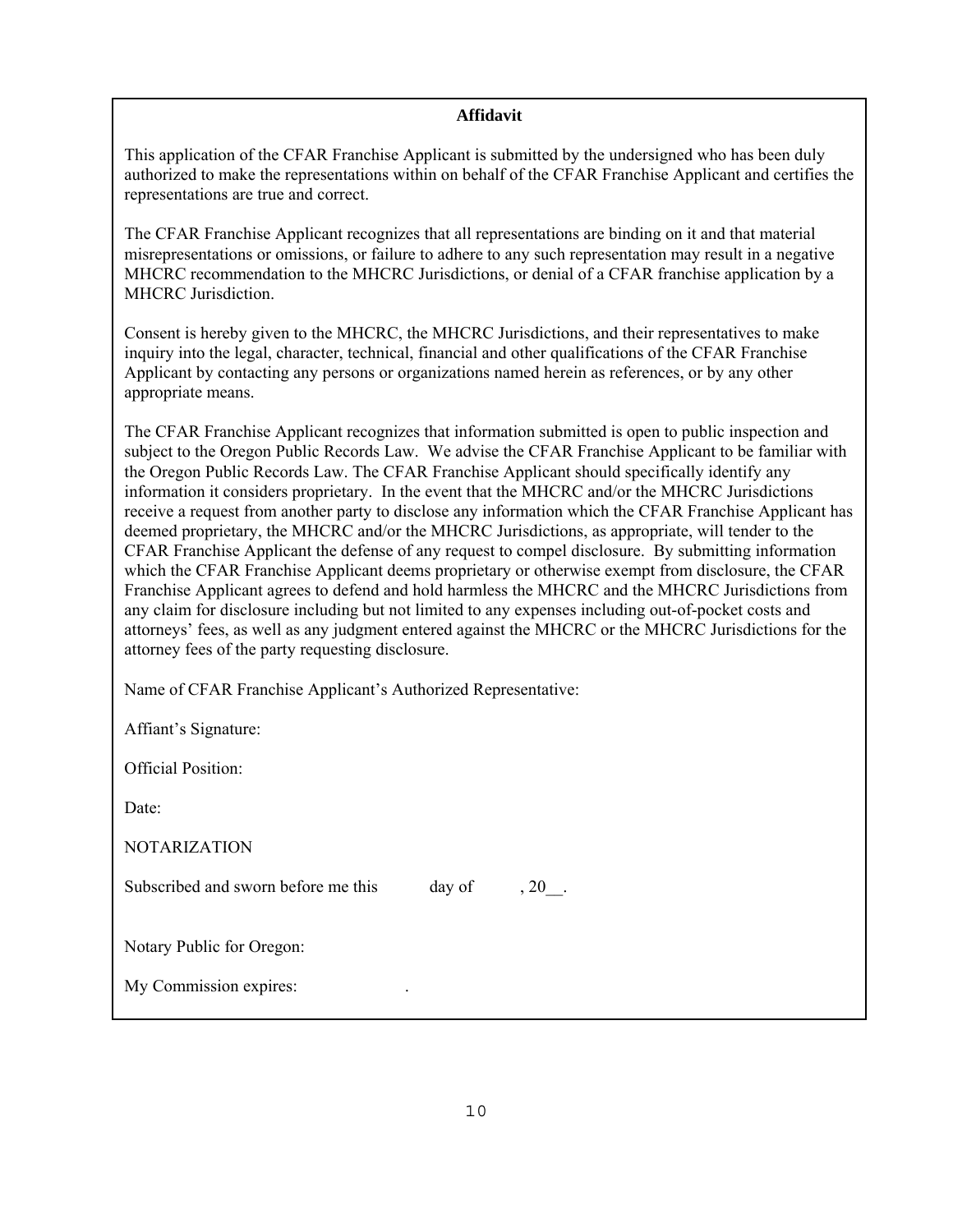**Affidavit**

This application of the CFAR Franchise Applicant is submitted by the undersigned who has been duly authorized to make the representations within on behalf of the CFAR Franchise Applicant and certifies the representations are true and correct.

The CFAR Franchise Applicant recognizes that all representations are binding on it and that material misrepresentations or omissions, or failure to adhere to any such representation may result in a negative MHCRC recommendation to the MHCRC Jurisdictions, or denial of a CFAR franchise application by a MHCRC Jurisdiction.

Consent is hereby given to the MHCRC, the MHCRC Jurisdictions, and their representatives to make inquiry into the legal, character, technical, financial and other qualifications of the CFAR Franchise Applicant by contacting any persons or organizations named herein as references, or by any other appropriate means.

The CFAR Franchise Applicant recognizes that information submitted is open to public inspection and subject to the Oregon Public Records Law. We advise the CFAR Franchise Applicant to be familiar with the Oregon Public Records Law. The CFAR Franchise Applicant should specifically identify any information it considers proprietary. In the event that the MHCRC and/or the MHCRC Jurisdictions receive a request from another party to disclose any information which the CFAR Franchise Applicant has deemed proprietary, the MHCRC and/or the MHCRC Jurisdictions, as appropriate, will tender to the CFAR Franchise Applicant the defense of any request to compel disclosure. By submitting information which the CFAR Franchise Applicant deems proprietary or otherwise exempt from disclosure, the CFAR Franchise Applicant agrees to defend and hold harmless the MHCRC and the MHCRC Jurisdictions from any claim for disclosure including but not limited to any expenses including out-of-pocket costs and attorneys' fees, as well as any judgment entered against the MHCRC or the MHCRC Jurisdictions for the attorney fees of the party requesting disclosure.

Name of CFAR Franchise Applicant's Authorized Representative:

Affiant's Signature:

Official Position:

Date:

NOTARIZATION

Subscribed and sworn before me this day of , 20__.

Notary Public for Oregon:

My Commission expires: .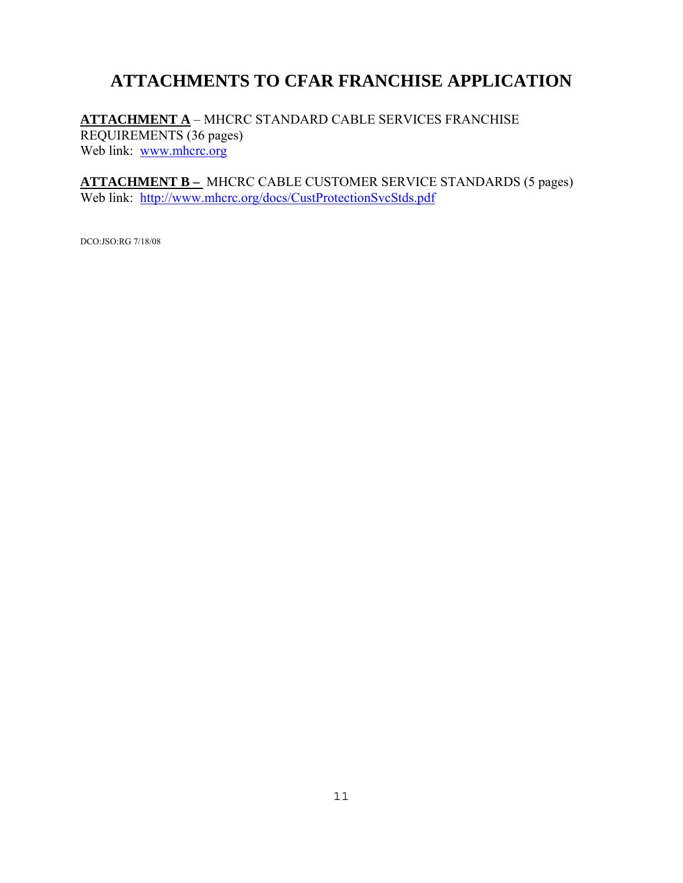# ATTACHMENTS TO CFAR FRANCHISE APPLICATION

**ATTACHMENT A** – MHCRC STANDARD CABLE SERVICES FRANCHISE REQUIREMENTS (36 pages)
Web link: www.mhcrc.org

**ATTACHMENT B –** MHCRC CABLE CUSTOMER SERVICE STANDARDS (5 pages)
Web link: http://www.mhcrc.org/docs/CustProtectionSvcStds.pdf

DCO:JSO:RG 7/18/08